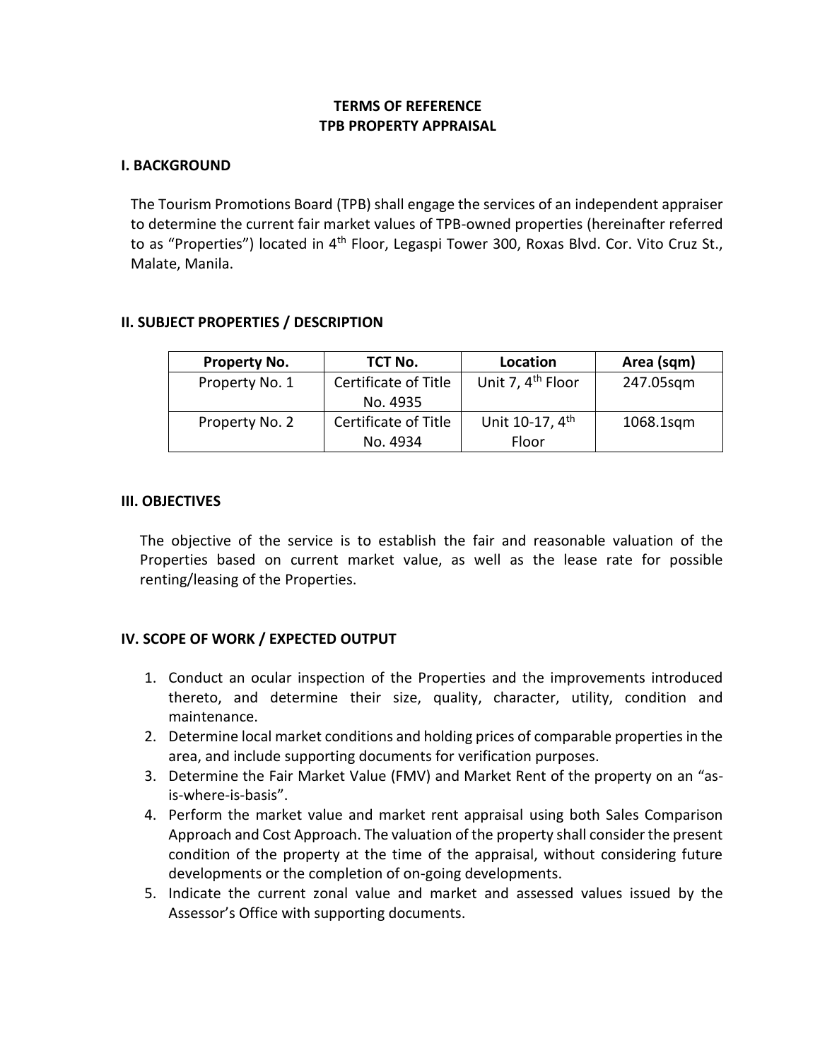**TERMS OF REFERENCE**
**TPB PROPERTY APPRAISAL**

## I. BACKGROUND

The Tourism Promotions Board (TPB) shall engage the services of an independent appraiser to determine the current fair market values of TPB-owned properties (hereinafter referred to as "Properties") located in 4th Floor, Legaspi Tower 300, Roxas Blvd. Cor. Vito Cruz St., Malate, Manila.

## II. SUBJECT PROPERTIES / DESCRIPTION

| Property No. | TCT No. | Location | Area (sqm) |
| --- | --- | --- | --- |
| Property No. 1 | Certificate of Title No. 4935 | Unit 7, 4th Floor | 247.05sqm |
| Property No. 2 | Certificate of Title No. 4934 | Unit 10-17, 4th Floor | 1068.1sqm |

## III. OBJECTIVES

The objective of the service is to establish the fair and reasonable valuation of the Properties based on current market value, as well as the lease rate for possible renting/leasing of the Properties.

## IV. SCOPE OF WORK / EXPECTED OUTPUT

1. Conduct an ocular inspection of the Properties and the improvements introduced thereto, and determine their size, quality, character, utility, condition and maintenance.
2. Determine local market conditions and holding prices of comparable properties in the area, and include supporting documents for verification purposes.
3. Determine the Fair Market Value (FMV) and Market Rent of the property on an "as-is-where-is-basis".
4. Perform the market value and market rent appraisal using both Sales Comparison Approach and Cost Approach. The valuation of the property shall consider the present condition of the property at the time of the appraisal, without considering future developments or the completion of on-going developments.
5. Indicate the current zonal value and market and assessed values issued by the Assessor's Office with supporting documents.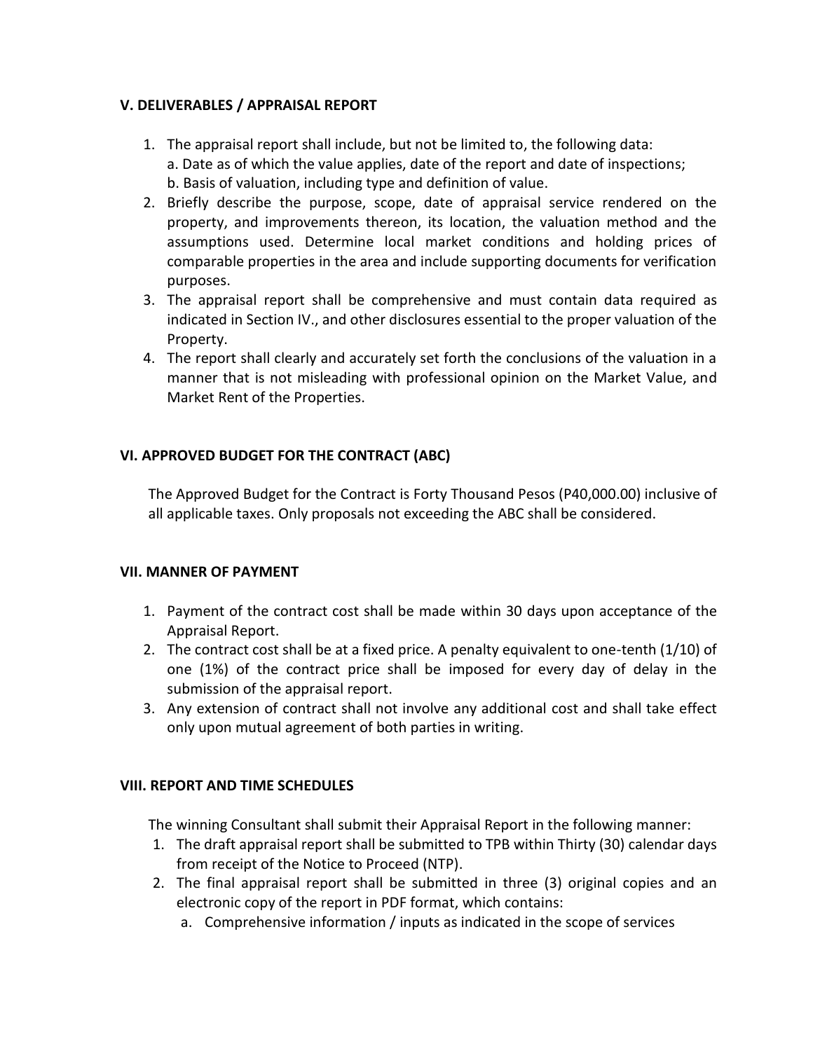### V. DELIVERABLES / APPRAISAL REPORT

1. The appraisal report shall include, but not be limited to, the following data:
   a. Date as of which the value applies, date of the report and date of inspections;
   b. Basis of valuation, including type and definition of value.
2. Briefly describe the purpose, scope, date of appraisal service rendered on the property, and improvements thereon, its location, the valuation method and the assumptions used. Determine local market conditions and holding prices of comparable properties in the area and include supporting documents for verification purposes.
3. The appraisal report shall be comprehensive and must contain data required as indicated in Section IV., and other disclosures essential to the proper valuation of the Property.
4. The report shall clearly and accurately set forth the conclusions of the valuation in a manner that is not misleading with professional opinion on the Market Value, and Market Rent of the Properties.

### VI. APPROVED BUDGET FOR THE CONTRACT (ABC)

The Approved Budget for the Contract is Forty Thousand Pesos (P40,000.00) inclusive of all applicable taxes. Only proposals not exceeding the ABC shall be considered.

### VII. MANNER OF PAYMENT

1. Payment of the contract cost shall be made within 30 days upon acceptance of the Appraisal Report.
2. The contract cost shall be at a fixed price. A penalty equivalent to one-tenth (1/10) of one (1%) of the contract price shall be imposed for every day of delay in the submission of the appraisal report.
3. Any extension of contract shall not involve any additional cost and shall take effect only upon mutual agreement of both parties in writing.

### VIII. REPORT AND TIME SCHEDULES

The winning Consultant shall submit their Appraisal Report in the following manner:

1. The draft appraisal report shall be submitted to TPB within Thirty (30) calendar days from receipt of the Notice to Proceed (NTP).
2. The final appraisal report shall be submitted in three (3) original copies and an electronic copy of the report in PDF format, which contains:
   a. Comprehensive information / inputs as indicated in the scope of services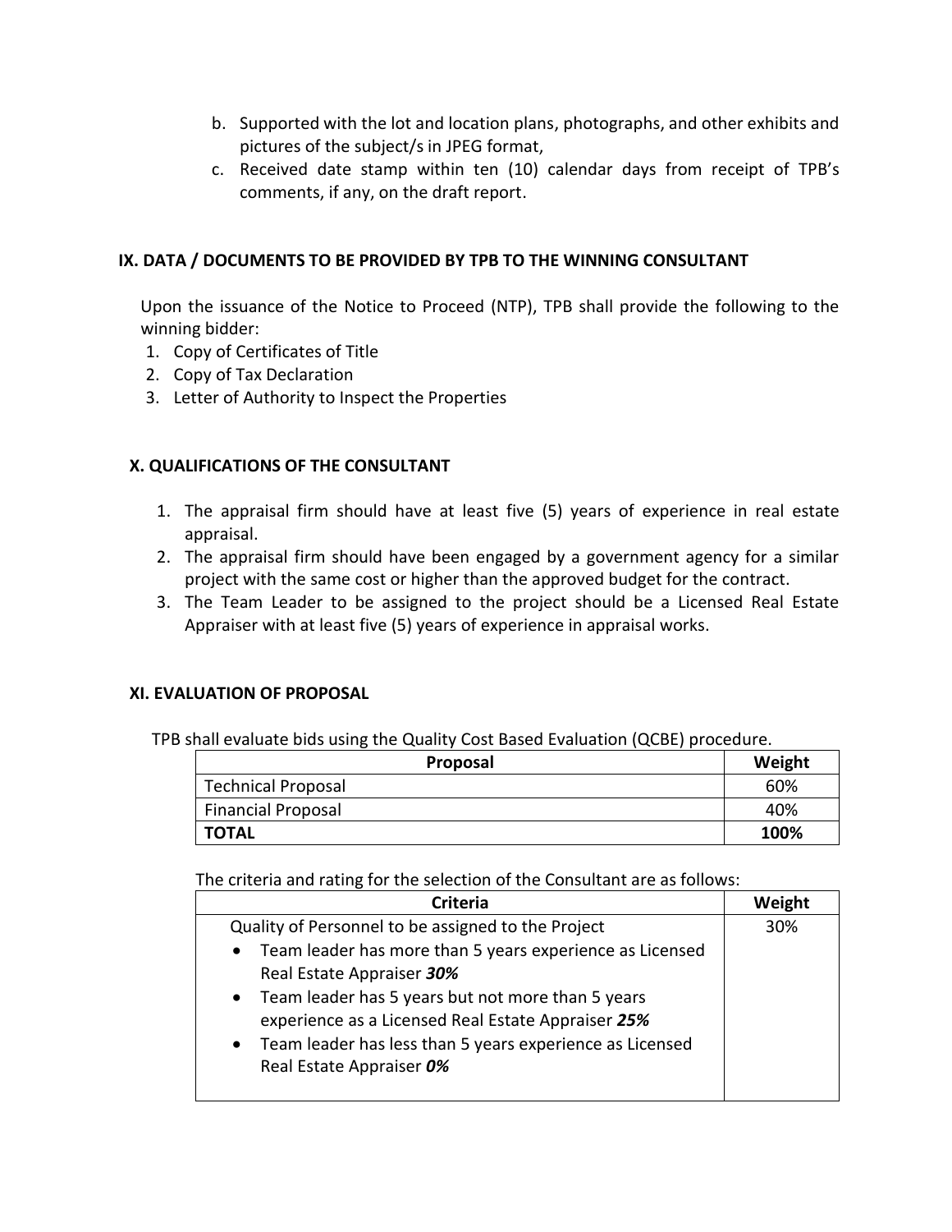b. Supported with the lot and location plans, photographs, and other exhibits and pictures of the subject/s in JPEG format,
c. Received date stamp within ten (10) calendar days from receipt of TPB's comments, if any, on the draft report.

## IX. DATA / DOCUMENTS TO BE PROVIDED BY TPB TO THE WINNING CONSULTANT

Upon the issuance of the Notice to Proceed (NTP), TPB shall provide the following to the winning bidder:

1. Copy of Certificates of Title
2. Copy of Tax Declaration
3. Letter of Authority to Inspect the Properties

## X. QUALIFICATIONS OF THE CONSULTANT

1. The appraisal firm should have at least five (5) years of experience in real estate appraisal.
2. The appraisal firm should have been engaged by a government agency for a similar project with the same cost or higher than the approved budget for the contract.
3. The Team Leader to be assigned to the project should be a Licensed Real Estate Appraiser with at least five (5) years of experience in appraisal works.

## XI. EVALUATION OF PROPOSAL

TPB shall evaluate bids using the Quality Cost Based Evaluation (QCBE) procedure.

| Proposal | Weight |
|---|---|
| Technical Proposal | 60% |
| Financial Proposal | 40% |
| **TOTAL** | **100%** |

The criteria and rating for the selection of the Consultant are as follows:

| Criteria | Weight |
|---|---|
| Quality of Personnel to be assigned to the Project<br>• Team leader has more than 5 years experience as Licensed Real Estate Appraiser ***30%***<br>• Team leader has 5 years but not more than 5 years experience as a Licensed Real Estate Appraiser ***25%***<br>• Team leader has less than 5 years experience as Licensed Real Estate Appraiser ***0%*** | 30% |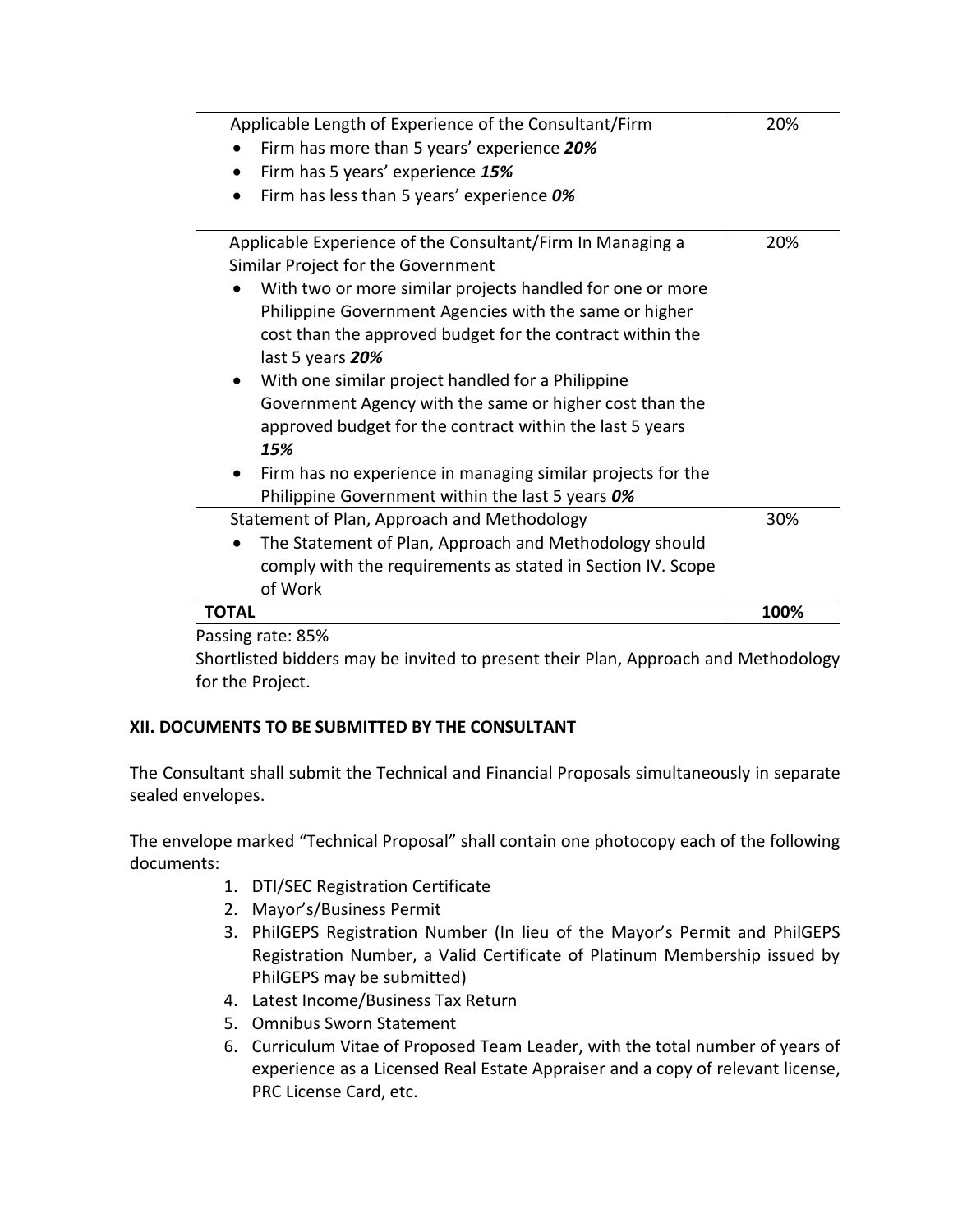| | |
|---|---|
| Applicable Length of Experience of the Consultant/Firm<br>• Firm has more than 5 years' experience ***20%***<br>• Firm has 5 years' experience ***15%***<br>• Firm has less than 5 years' experience ***0%*** | 20% |
| Applicable Experience of the Consultant/Firm In Managing a Similar Project for the Government<br>• With two or more similar projects handled for one or more Philippine Government Agencies with the same or higher cost than the approved budget for the contract within the last 5 years ***20%***<br>• With one similar project handled for a Philippine Government Agency with the same or higher cost than the approved budget for the contract within the last 5 years ***15%***<br>• Firm has no experience in managing similar projects for the Philippine Government within the last 5 years ***0%*** | 20% |
| Statement of Plan, Approach and Methodology<br>• The Statement of Plan, Approach and Methodology should comply with the requirements as stated in Section IV. Scope of Work | 30% |
| **TOTAL** | **100%** |

Passing rate: 85%

Shortlisted bidders may be invited to present their Plan, Approach and Methodology for the Project.

## XII. DOCUMENTS TO BE SUBMITTED BY THE CONSULTANT

The Consultant shall submit the Technical and Financial Proposals simultaneously in separate sealed envelopes.

The envelope marked "Technical Proposal" shall contain one photocopy each of the following documents:

1. DTI/SEC Registration Certificate
2. Mayor's/Business Permit
3. PhilGEPS Registration Number (In lieu of the Mayor's Permit and PhilGEPS Registration Number, a Valid Certificate of Platinum Membership issued by PhilGEPS may be submitted)
4. Latest Income/Business Tax Return
5. Omnibus Sworn Statement
6. Curriculum Vitae of Proposed Team Leader, with the total number of years of experience as a Licensed Real Estate Appraiser and a copy of relevant license, PRC License Card, etc.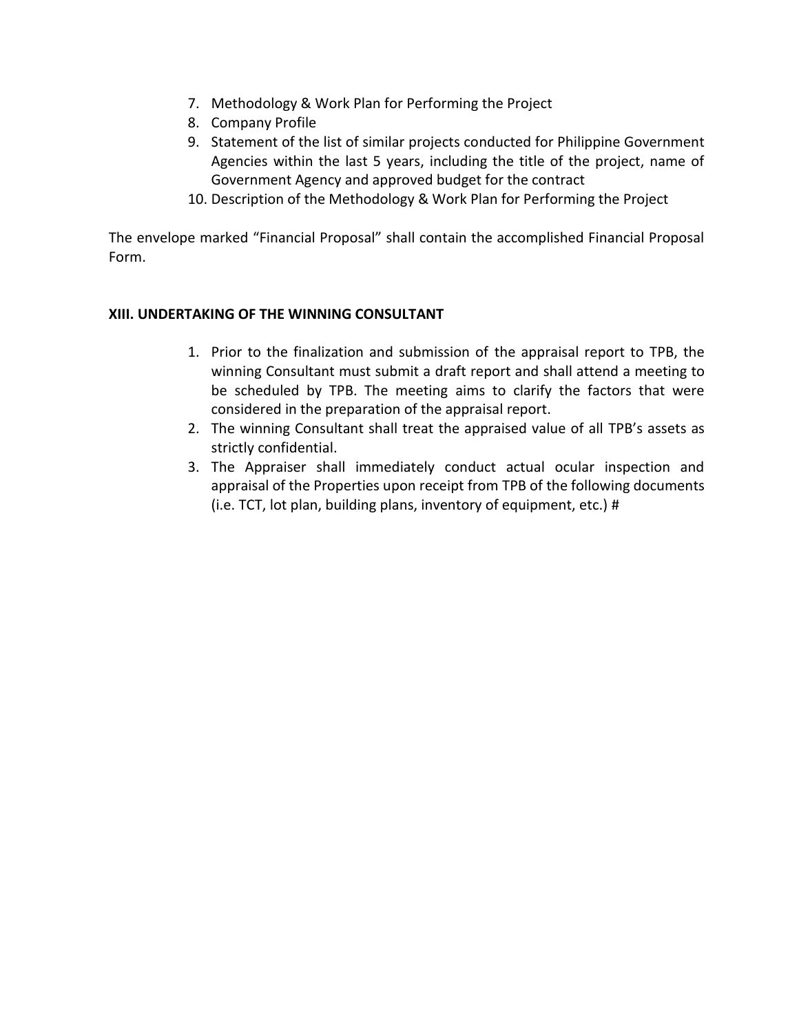7. Methodology & Work Plan for Performing the Project
8. Company Profile
9. Statement of the list of similar projects conducted for Philippine Government Agencies within the last 5 years, including the title of the project, name of Government Agency and approved budget for the contract
10. Description of the Methodology & Work Plan for Performing the Project

The envelope marked "Financial Proposal" shall contain the accomplished Financial Proposal Form.

**XIII. UNDERTAKING OF THE WINNING CONSULTANT**

1. Prior to the finalization and submission of the appraisal report to TPB, the winning Consultant must submit a draft report and shall attend a meeting to be scheduled by TPB. The meeting aims to clarify the factors that were considered in the preparation of the appraisal report.
2. The winning Consultant shall treat the appraised value of all TPB's assets as strictly confidential.
3. The Appraiser shall immediately conduct actual ocular inspection and appraisal of the Properties upon receipt from TPB of the following documents (i.e. TCT, lot plan, building plans, inventory of equipment, etc.) #